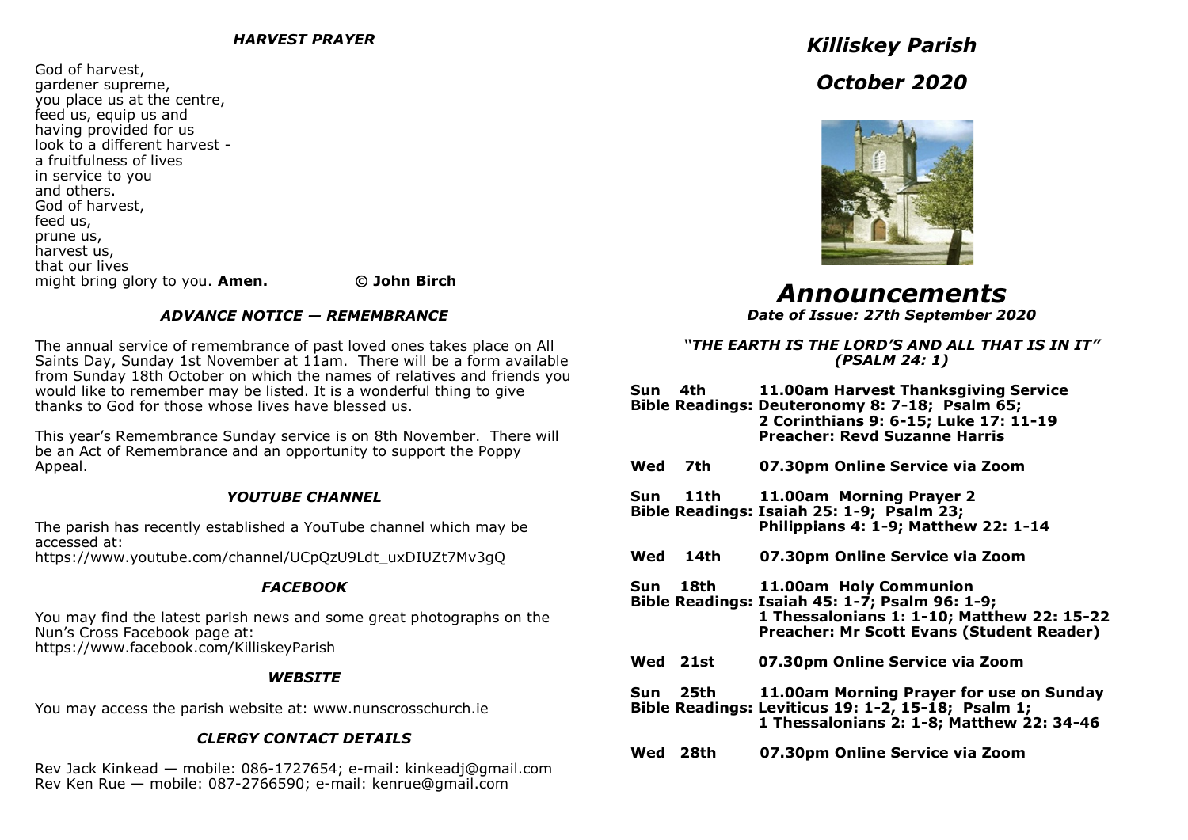### *HARVEST PRAYER*

God of harvest,
gardener supreme,
you place us at the centre,
feed us, equip us and
having provided for us
look to a different harvest -
a fruitfulness of lives
in service to you
and others.
God of harvest,
feed us,
prune us,
harvest us,
that our lives
might bring glory to you. **Amen.** **© John Birch**

### *ADVANCE NOTICE — REMEMBRANCE*

The annual service of remembrance of past loved ones takes place on All Saints Day, Sunday 1st November at 11am. There will be a form available from Sunday 18th October on which the names of relatives and friends you would like to remember may be listed. It is a wonderful thing to give thanks to God for those whose lives have blessed us.

This year's Remembrance Sunday service is on 8th November. There will be an Act of Remembrance and an opportunity to support the Poppy Appeal.

### *YOUTUBE CHANNEL*

The parish has recently established a YouTube channel which may be accessed at:
https://www.youtube.com/channel/UCpQzU9Ldt_uxDIUZt7Mv3gQ

### *FACEBOOK*

You may find the latest parish news and some great photographs on the Nun's Cross Facebook page at:
https://www.facebook.com/KilliskeyParish

### *WEBSITE*

You may access the parish website at: www.nunscrosschurch.ie

### *CLERGY CONTACT DETAILS*

Rev Jack Kinkead — mobile: 086-1727654; e-mail: kinkeadj@gmail.com
Rev Ken Rue — mobile: 087-2766590; e-mail: kenrue@gmail.com

# *Killiskey Parish*

# *October 2020*

# *Announcements*

*Date of Issue: 27th September 2020*

***"THE EARTH IS THE LORD'S AND ALL THAT IS IN IT" (PSALM 24: 1)***

**Sun 4th** **11.00am Harvest Thanksgiving Service**
**Bible Readings: Deuteronomy 8: 7-18; Psalm 65; 2 Corinthians 9: 6-15; Luke 17: 11-19**
**Preacher: Revd Suzanne Harris**

**Wed 7th** **07.30pm Online Service via Zoom**

**Sun 11th** **11.00am Morning Prayer 2**
**Bible Readings: Isaiah 25: 1-9; Psalm 23; Philippians 4: 1-9; Matthew 22: 1-14**

**Wed 14th** **07.30pm Online Service via Zoom**

**Sun 18th** **11.00am Holy Communion**
**Bible Readings: Isaiah 45: 1-7; Psalm 96: 1-9; 1 Thessalonians 1: 1-10; Matthew 22: 15-22**
**Preacher: Mr Scott Evans (Student Reader)**

**Wed 21st** **07.30pm Online Service via Zoom**

**Sun 25th** **11.00am Morning Prayer for use on Sunday**
**Bible Readings: Leviticus 19: 1-2, 15-18; Psalm 1; 1 Thessalonians 2: 1-8; Matthew 22: 34-46**

**Wed 28th** **07.30pm Online Service via Zoom**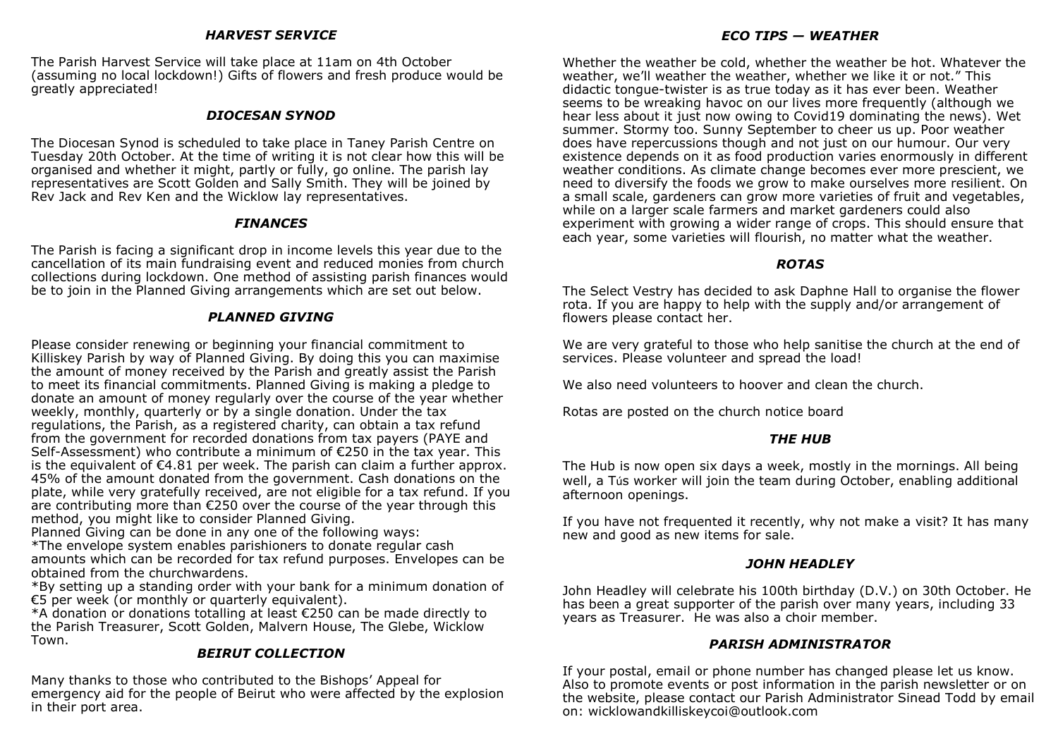### *HARVEST SERVICE*

The Parish Harvest Service will take place at 11am on 4th October (assuming no local lockdown!) Gifts of flowers and fresh produce would be greatly appreciated!

### *DIOCESAN SYNOD*

The Diocesan Synod is scheduled to take place in Taney Parish Centre on Tuesday 20th October. At the time of writing it is not clear how this will be organised and whether it might, partly or fully, go online. The parish lay representatives are Scott Golden and Sally Smith. They will be joined by Rev Jack and Rev Ken and the Wicklow lay representatives.

### *FINANCES*

The Parish is facing a significant drop in income levels this year due to the cancellation of its main fundraising event and reduced monies from church collections during lockdown. One method of assisting parish finances would be to join in the Planned Giving arrangements which are set out below.

### *PLANNED GIVING*

Please consider renewing or beginning your financial commitment to Killiskey Parish by way of Planned Giving. By doing this you can maximise the amount of money received by the Parish and greatly assist the Parish to meet its financial commitments. Planned Giving is making a pledge to donate an amount of money regularly over the course of the year whether weekly, monthly, quarterly or by a single donation. Under the tax regulations, the Parish, as a registered charity, can obtain a tax refund from the government for recorded donations from tax payers (PAYE and Self-Assessment) who contribute a minimum of €250 in the tax year. This is the equivalent of €4.81 per week. The parish can claim a further approx. 45% of the amount donated from the government. Cash donations on the plate, while very gratefully received, are not eligible for a tax refund. If you are contributing more than €250 over the course of the year through this method, you might like to consider Planned Giving.

Planned Giving can be done in any one of the following ways:

*The envelope system enables parishioners to donate regular cash amounts which can be recorded for tax refund purposes. Envelopes can be obtained from the churchwardens.

*By setting up a standing order with your bank for a minimum donation of €5 per week (or monthly or quarterly equivalent).

*A donation or donations totalling at least €250 can be made directly to the Parish Treasurer, Scott Golden, Malvern House, The Glebe, Wicklow Town.

### *BEIRUT COLLECTION*

Many thanks to those who contributed to the Bishops' Appeal for emergency aid for the people of Beirut who were affected by the explosion in their port area.

### *ECO TIPS — WEATHER*

Whether the weather be cold, whether the weather be hot. Whatever the weather, we'll weather the weather, whether we like it or not." This didactic tongue-twister is as true today as it has ever been. Weather seems to be wreaking havoc on our lives more frequently (although we hear less about it just now owing to Covid19 dominating the news). Wet summer. Stormy too. Sunny September to cheer us up. Poor weather does have repercussions though and not just on our humour. Our very existence depends on it as food production varies enormously in different weather conditions. As climate change becomes ever more prescient, we need to diversify the foods we grow to make ourselves more resilient. On a small scale, gardeners can grow more varieties of fruit and vegetables, while on a larger scale farmers and market gardeners could also experiment with growing a wider range of crops. This should ensure that each year, some varieties will flourish, no matter what the weather.

### *ROTAS*

The Select Vestry has decided to ask Daphne Hall to organise the flower rota. If you are happy to help with the supply and/or arrangement of flowers please contact her.

We are very grateful to those who help sanitise the church at the end of services. Please volunteer and spread the load!

We also need volunteers to hoover and clean the church.

Rotas are posted on the church notice board

### *THE HUB*

The Hub is now open six days a week, mostly in the mornings. All being well, a Tús worker will join the team during October, enabling additional afternoon openings.

If you have not frequented it recently, why not make a visit? It has many new and good as new items for sale.

### *JOHN HEADLEY*

John Headley will celebrate his 100th birthday (D.V.) on 30th October. He has been a great supporter of the parish over many years, including 33 years as Treasurer. He was also a choir member.

### *PARISH ADMINISTRATOR*

If your postal, email or phone number has changed please let us know. Also to promote events or post information in the parish newsletter or on the website, please contact our Parish Administrator Sinead Todd by email on: wicklowandkilliskeycoi@outlook.com